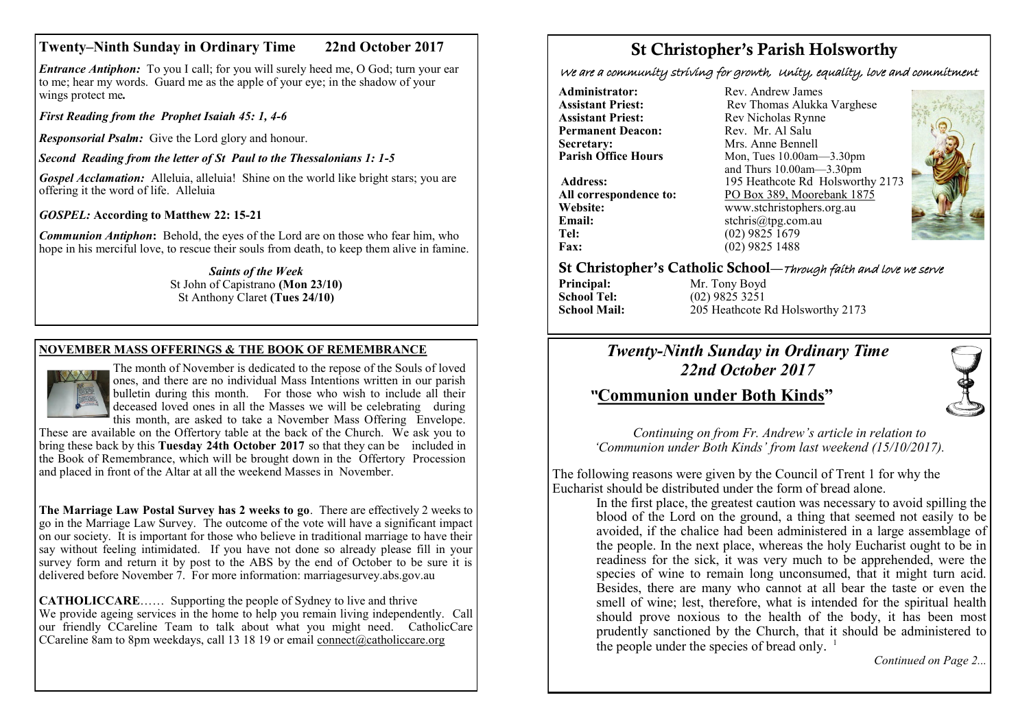## Twenty–Ninth Sunday in Ordinary Time 22nd October 2017

***Entrance Antiphon:*** To you I call; for you will surely heed me, O God; turn your ear to me; hear my words. Guard me as the apple of your eye; in the shadow of your wings protect me*.*

***First Reading from the Prophet Isaiah 45: 1, 4-6***

***Responsorial Psalm:*** Give the Lord glory and honour.

***Second Reading from the letter of St Paul to the Thessalonians 1: 1-5***

***Gospel Acclamation:*** Alleluia, alleluia! Shine on the world like bright stars; you are offering it the word of life. Alleluia

***GOSPEL:* According to Matthew 22: 15-21**

***Communion Antiphon*:** Behold, the eyes of the Lord are on those who fear him, who hope in his merciful love, to rescue their souls from death, to keep them alive in famine.

***Saints of the Week***
St John of Capistrano **(Mon 23/10)**
St Anthony Claret **(Tues 24/10)**

**NOVEMBER MASS OFFERINGS & THE BOOK OF REMEMBRANCE**

The month of November is dedicated to the repose of the Souls of loved ones, and there are no individual Mass Intentions written in our parish bulletin during this month. For those who wish to include all their deceased loved ones in all the Masses we will be celebrating during this month, are asked to take a November Mass Offering Envelope. These are available on the Offertory table at the back of the Church. We ask you to bring these back by this **Tuesday 24th October 2017** so that they can be included in the Book of Remembrance, which will be brought down in the Offertory Procession and placed in front of the Altar at all the weekend Masses in November.

**The Marriage Law Postal Survey has 2 weeks to go**. There are effectively 2 weeks to go in the Marriage Law Survey. The outcome of the vote will have a significant impact on our society. It is important for those who believe in traditional marriage to have their say without feeling intimidated. If you have not done so already please fill in your survey form and return it by post to the ABS by the end of October to be sure it is delivered before November 7. For more information: marriagesurvey.abs.gov.au

**CATHOLICCARE**…… Supporting the people of Sydney to live and thrive
We provide ageing services in the home to help you remain living independently. Call our friendly CCareline Team to talk about what you might need. CatholicCare CCareline 8am to 8pm weekdays, call 13 18 19 or email connect@catholiccare.org

# St Christopher's Parish Holsworthy

*We are a community striving for growth, Unity, equality, love and commitment*

| | |
|---|---|
| **Administrator:** | Rev. Andrew James |
| **Assistant Priest:** | Rev Thomas Alukka Varghese |
| **Assistant Priest:** | Rev Nicholas Rynne |
| **Permanent Deacon:** | Rev. Mr. Al Salu |
| **Secretary:** | Mrs. Anne Bennell |
| **Parish Office Hours** | Mon, Tues 10.00am—3.30pm and Thurs 10.00am—3.30pm |
| **Address:** | 195 Heathcote Rd Holsworthy 2173 |
| **All correspondence to:** | PO Box 389, Moorebank 1875 |
| **Website:** | www.stchristophers.org.au |
| **Email:** | stchris@tpg.com.au |
| **Tel:** | (02) 9825 1679 |
| **Fax:** | (02) 9825 1488 |

## St Christopher's Catholic School—*Through faith and love we serve*

| | |
|---|---|
| **Principal:** | Mr. Tony Boyd |
| **School Tel:** | (02) 9825 3251 |
| **School Mail:** | 205 Heathcote Rd Holsworthy 2173 |

## *Twenty-Ninth Sunday in Ordinary Time 22nd October 2017*

## "Communion under Both Kinds"

*Continuing on from Fr. Andrew's article in relation to 'Communion under Both Kinds' from last weekend (15/10/2017).*

The following reasons were given by the Council of Trent 1 for why the Eucharist should be distributed under the form of bread alone.

> In the first place, the greatest caution was necessary to avoid spilling the blood of the Lord on the ground, a thing that seemed not easily to be avoided, if the chalice had been administered in a large assemblage of the people. In the next place, whereas the holy Eucharist ought to be in readiness for the sick, it was very much to be apprehended, were the species of wine to remain long unconsumed, that it might turn acid. Besides, there are many who cannot at all bear the taste or even the smell of wine; lest, therefore, what is intended for the spiritual health should prove noxious to the health of the body, it has been most prudently sanctioned by the Church, that it should be administered to the people under the species of bread only. [1]

*Continued on Page 2...*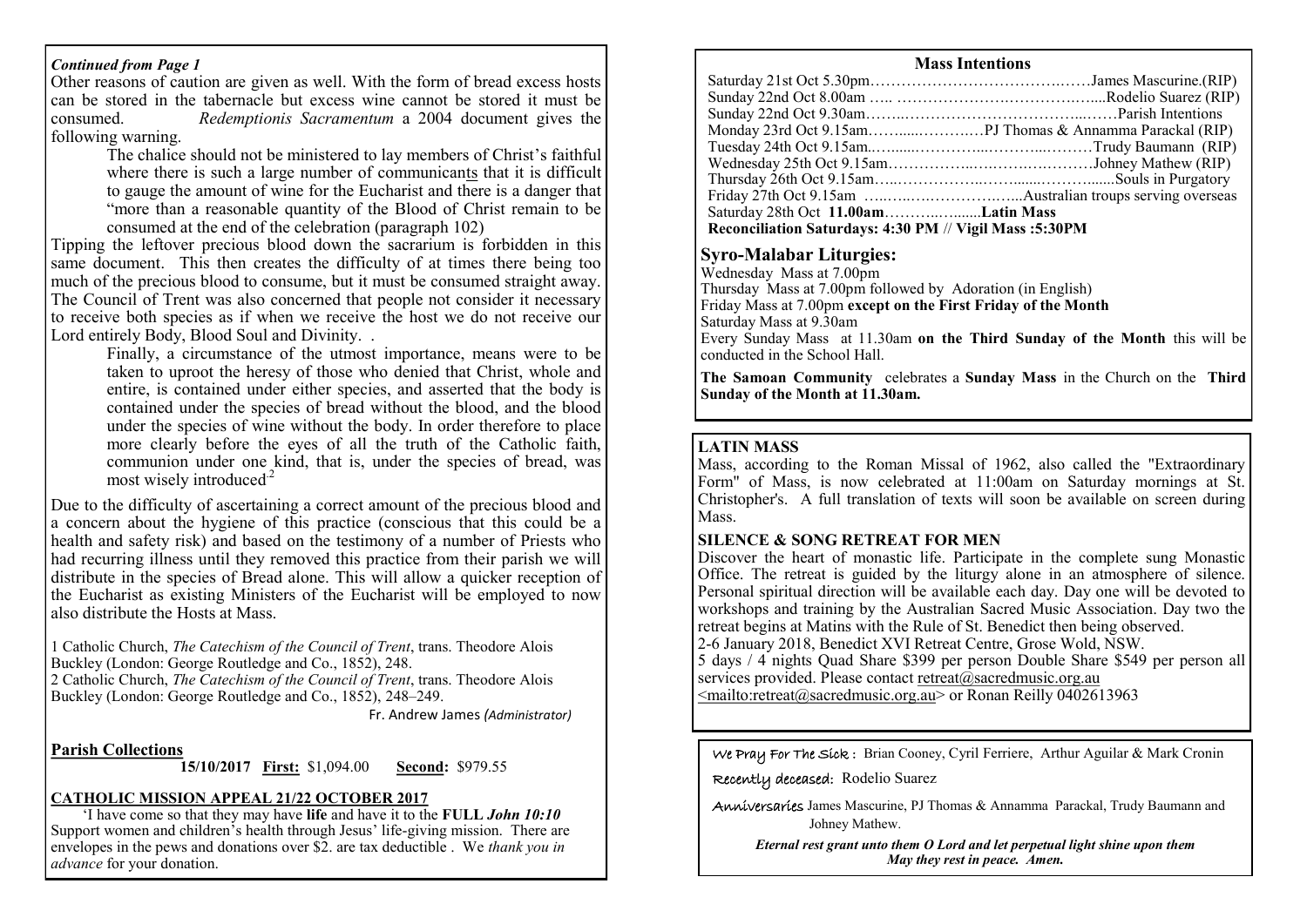*Continued from Page 1*

Other reasons of caution are given as well. With the form of bread excess hosts can be stored in the tabernacle but excess wine cannot be stored it must be consumed. *Redemptionis Sacramentum* a 2004 document gives the following warning.

> The chalice should not be ministered to lay members of Christ's faithful where there is such a large number of communicants that it is difficult to gauge the amount of wine for the Eucharist and there is a danger that "more than a reasonable quantity of the Blood of Christ remain to be consumed at the end of the celebration (paragraph 102)

Tipping the leftover precious blood down the sacrarium is forbidden in this same document. This then creates the difficulty of at times there being too much of the precious blood to consume, but it must be consumed straight away. The Council of Trent was also concerned that people not consider it necessary to receive both species as if when we receive the host we do not receive our Lord entirely Body, Blood Soul and Divinity. .

> Finally, a circumstance of the utmost importance, means were to be taken to uproot the heresy of those who denied that Christ, whole and entire, is contained under either species, and asserted that the body is contained under the species of bread without the blood, and the blood under the species of wine without the body. In order therefore to place more clearly before the eyes of all the truth of the Catholic faith, communion under one kind, that is, under the species of bread, was most wisely introduced[2]

Due to the difficulty of ascertaining a correct amount of the precious blood and a concern about the hygiene of this practice (conscious that this could be a health and safety risk) and based on the testimony of a number of Priests who had recurring illness until they removed this practice from their parish we will distribute in the species of Bread alone. This will allow a quicker reception of the Eucharist as existing Ministers of the Eucharist will be employed to now also distribute the Hosts at Mass.

1 Catholic Church, *The Catechism of the Council of Trent*, trans. Theodore Alois Buckley (London: George Routledge and Co., 1852), 248.
2 Catholic Church, *The Catechism of the Council of Trent*, trans. Theodore Alois Buckley (London: George Routledge and Co., 1852), 248–249.

Fr. Andrew James *(Administrator)*

## Parish Collections

**15/10/2017 First:** $1,094.00 **Second:** $979.55

## CATHOLIC MISSION APPEAL 21/22 OCTOBER 2017

'I have come so that they may have **life** and have it to the **FULL** *John 10:10*
Support women and children's health through Jesus' life-giving mission. There are envelopes in the pews and donations over $2. are tax deductible . We *thank you in advance* for your donation.

## Mass Intentions

Saturday 21st Oct 5.30pm……………………………………James Mascurine.(RIP)
Sunday 22nd Oct 8.00am ….. ……………………………….....Rodelio Suarez (RIP)
Sunday 22nd Oct 9.30am……..……………………………...……Parish Intentions
Monday 23rd Oct 9.15am……......………….…PJ Thomas & Annamma Parackal (RIP)
Tuesday 24th Oct 9.15am..…......…………...………...………Trudy Baumann (RIP)
Wednesday 25th Oct 9.15am……………..….…….….………Johney Mathew (RIP)
Thursday 26th Oct 9.15am…...……………..……......……….......Souls in Purgatory
Friday 27th Oct 9.15am …..….….…………….…...Australian troups serving overseas
Saturday 28th Oct **11.00am**………..…......**Latin Mass**
**Reconciliation Saturdays: 4:30 PM // Vigil Mass :5:30PM**

## Syro-Malabar Liturgies:

Wednesday Mass at 7.00pm
Thursday Mass at 7.00pm followed by Adoration (in English)
Friday Mass at 7.00pm **except on the First Friday of the Month**
Saturday Mass at 9.30am
Every Sunday Mass at 11.30am **on the Third Sunday of the Month** this will be conducted in the School Hall.

**The Samoan Community** celebrates a **Sunday Mass** in the Church on the **Third Sunday of the Month at 11.30am.**

## LATIN MASS

Mass, according to the Roman Missal of 1962, also called the "Extraordinary Form" of Mass, is now celebrated at 11:00am on Saturday mornings at St. Christopher's. A full translation of texts will soon be available on screen during Mass.

## SILENCE & SONG RETREAT FOR MEN

Discover the heart of monastic life. Participate in the complete sung Monastic Office. The retreat is guided by the liturgy alone in an atmosphere of silence. Personal spiritual direction will be available each day. Day one will be devoted to workshops and training by the Australian Sacred Music Association. Day two the retreat begins at Matins with the Rule of St. Benedict then being observed.
2-6 January 2018, Benedict XVI Retreat Centre, Grose Wold, NSW.
5 days / 4 nights Quad Share $399 per person Double Share $549 per person all services provided. Please contact retreat@sacredmusic.org.au <mailto:retreat@sacredmusic.org.au> or Ronan Reilly 0402613963

We Pray For The Sick : Brian Cooney, Cyril Ferriere, Arthur Aguilar & Mark Cronin

Recently deceased: Rodelio Suarez

Anniversaries James Mascurine, PJ Thomas & Annamma Parackal, Trudy Baumann and Johney Mathew.

***Eternal rest grant unto them O Lord and let perpetual light shine upon them May they rest in peace. Amen.***